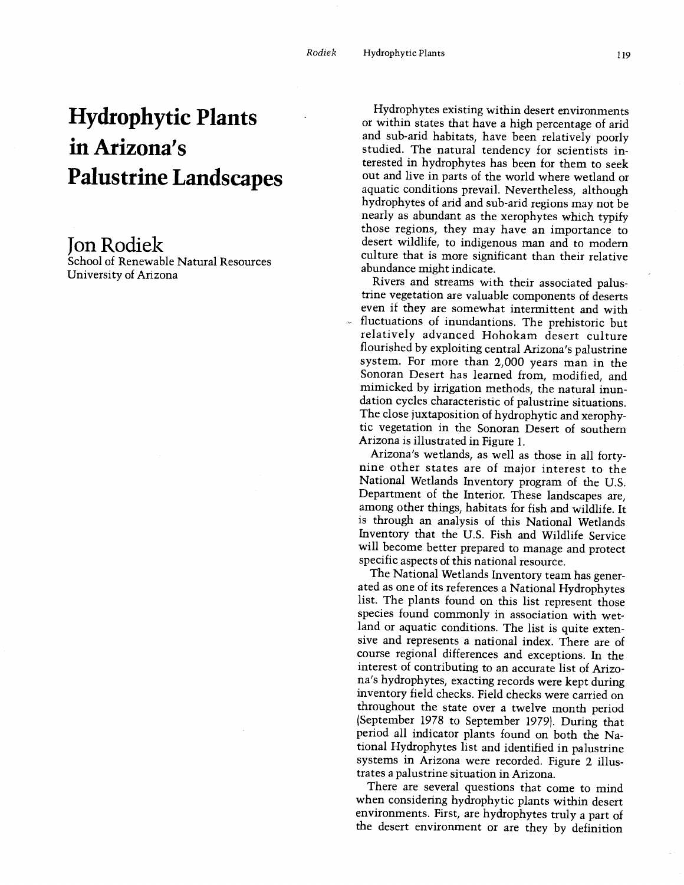# Hydrophytic Plants in Arizona's Palustrine Landscapes

## Jon Rodiek

School of Renewable Natural Resources
University of Arizona

Hydrophytes existing within desert environments or within states that have a high percentage of arid and sub-arid habitats, have been relatively poorly studied. The natural tendency for scientists interested in hydrophytes has been for them to seek out and live in parts of the world where wetland or aquatic conditions prevail. Nevertheless, although hydrophytes of arid and sub-arid regions may not be nearly as abundant as the xerophytes which typify those regions, they may have an importance to desert wildlife, to indigenous man and to modern culture that is more significant than their relative abundance might indicate.

Rivers and streams with their associated palustrine vegetation are valuable components of deserts even if they are somewhat intermittent and with fluctuations of inundantions. The prehistoric but relatively advanced Hohokam desert culture flourished by exploiting central Arizona's palustrine system. For more than 2,000 years man in the Sonoran Desert has learned from, modified, and mimicked by irrigation methods, the natural inundation cycles characteristic of palustrine situations. The close juxtaposition of hydrophytic and xerophytic vegetation in the Sonoran Desert of southern Arizona is illustrated in Figure 1.

Arizona's wetlands, as well as those in all forty-nine other states are of major interest to the National Wetlands Inventory program of the U.S. Department of the Interior. These landscapes are, among other things, habitats for fish and wildlife. It is through an analysis of this National Wetlands Inventory that the U.S. Fish and Wildlife Service will become better prepared to manage and protect specific aspects of this national resource.

The National Wetlands Inventory team has generated as one of its references a National Hydrophytes list. The plants found on this list represent those species found commonly in association with wetland or aquatic conditions. The list is quite extensive and represents a national index. There are of course regional differences and exceptions. In the interest of contributing to an accurate list of Arizona's hydrophytes, exacting records were kept during inventory field checks. Field checks were carried on throughout the state over a twelve month period (September 1978 to September 1979). During that period all indicator plants found on both the National Hydrophytes list and identified in palustrine systems in Arizona were recorded. Figure 2 illustrates a palustrine situation in Arizona.

There are several questions that come to mind when considering hydrophytic plants within desert environments. First, are hydrophytes truly a part of the desert environment or are they by definition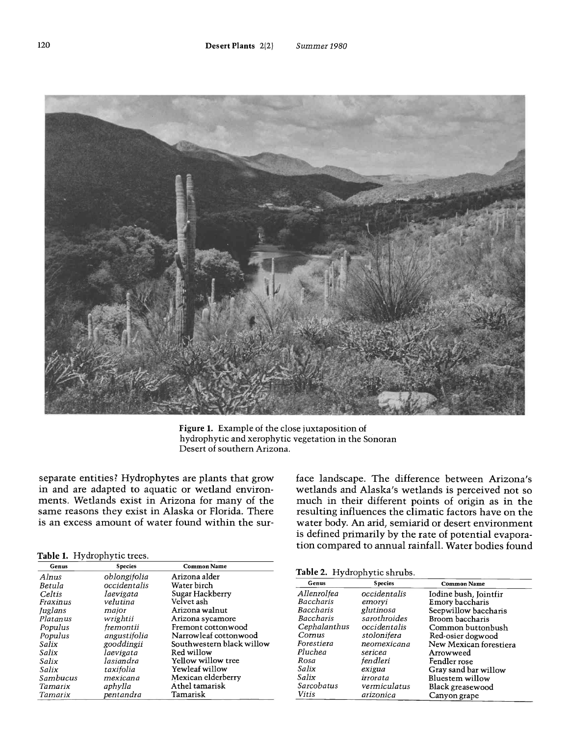Figure 1. Example of the close juxtaposition of hydrophytic and xerophytic vegetation in the Sonoran Desert of southern Arizona.

separate entities? Hydrophytes are plants that grow in and are adapted to aquatic or wetland environments. Wetlands exist in Arizona for many of the same reasons they exist in Alaska or Florida. There is an excess amount of water found within the surface landscape. The difference between Arizona's wetlands and Alaska's wetlands is perceived not so much in their different points of origin as in the resulting influences the climatic factors have on the water body. An arid, semiarid or desert environment is defined primarily by the rate of potential evaporation compared to annual rainfall. Water bodies found

**Table 1.** Hydrophytic trees.

| Genus | Species | Common Name |
|---|---|---|
| *Alnus* | *oblongifolia* | Arizona alder |
| *Betula* | *occidentalis* | Water birch |
| *Celtis* | *laevigata* | Sugar Hackberry |
| *Fraxinus* | *velutina* | Velvet ash |
| *Juglans* | *major* | Arizona walnut |
| *Platanus* | *wrightii* | Arizona sycamore |
| *Populus* | *fremontii* | Fremont cottonwood |
| *Populus* | *angustifolia* | Narrowleaf cottonwood |
| *Salix* | *gooddingii* | Southwestern black willow |
| *Salix* | *laevigata* | Red willow |
| *Salix* | *lasiandra* | Yellow willow tree |
| *Salix* | *taxifolia* | Yewleaf willow |
| *Sambucus* | *mexicana* | Mexican elderberry |
| *Tamarix* | *aphylla* | Athel tamarisk |
| *Tamarix* | *pentandra* | Tamarisk |

**Table 2.** Hydrophytic shrubs.

| Genus | Species | Common Name |
|---|---|---|
| *Allenrolfea* | *occidentalis* | Iodine bush, Jointfir |
| *Baccharis* | *emoryi* | Emory baccharis |
| *Baccharis* | *glutinosa* | Seepwillow baccharis |
| *Baccharis* | *sarothroides* | Broom baccharis |
| *Cephalanthus* | *occidentalis* | Common buttonbush |
| *Cornus* | *stolonifera* | Red-osier dogwood |
| *Forestiera* | *neomexicana* | New Mexican forestiera |
| *Pluchea* | *sericea* | Arrowweed |
| *Rosa* | *fendleri* | Fendler rose |
| *Salix* | *exigua* | Gray sand bar willow |
| *Salix* | *irrorata* | Bluestem willow |
| *Sarcobatus* | *vermiculatus* | Black greasewood |
| *Vitis* | *arizonica* | Canyon grape |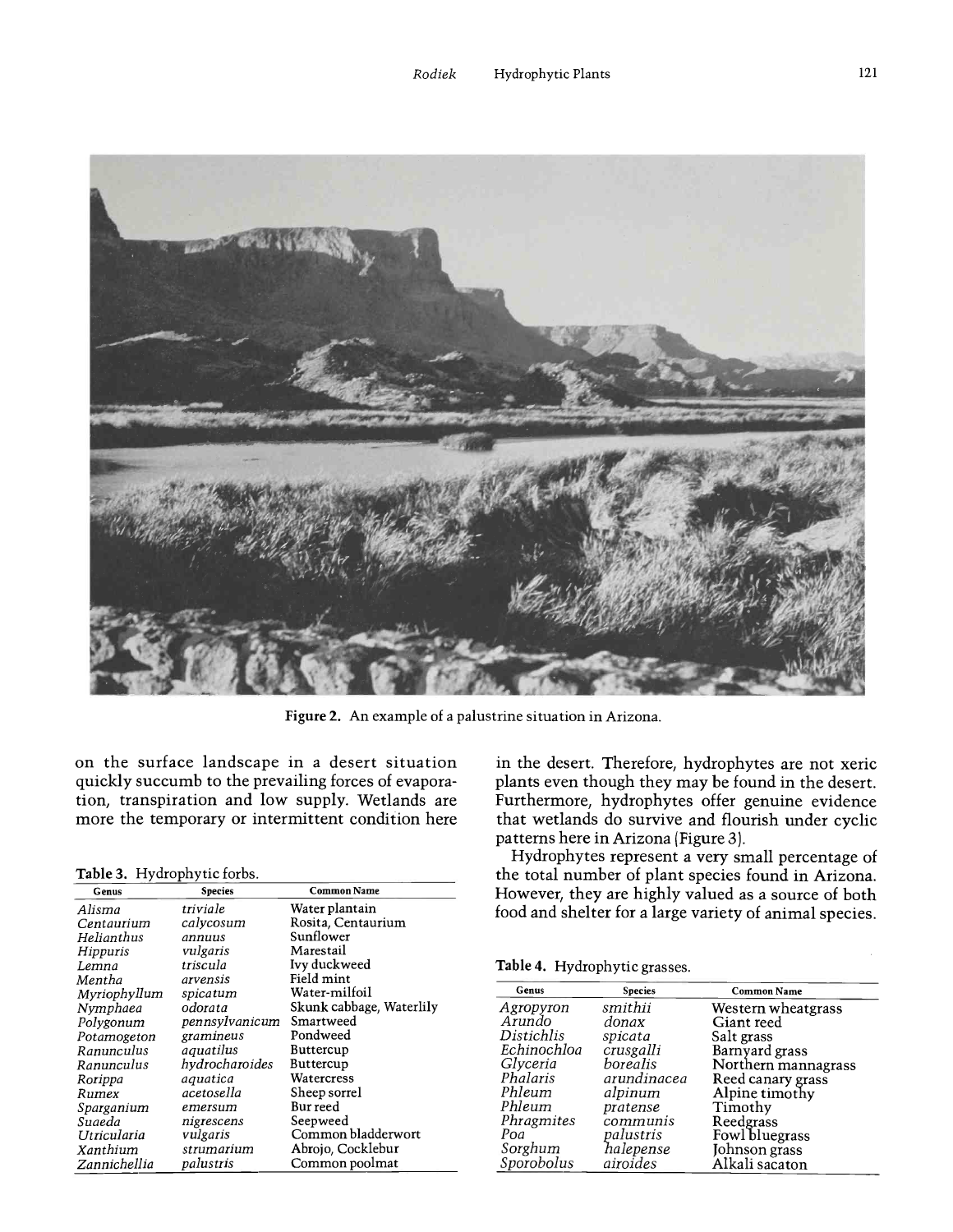Figure 2. An example of a palustrine situation in Arizona.

on the surface landscape in a desert situation quickly succumb to the prevailing forces of evaporation, transpiration and low supply. Wetlands are more the temporary or intermittent condition here in the desert. Therefore, hydrophytes are not xeric plants even though they may be found in the desert. Furthermore, hydrophytes offer genuine evidence that wetlands do survive and flourish under cyclic patterns here in Arizona (Figure 3).

Hydrophytes represent a very small percentage of the total number of plant species found in Arizona. However, they are highly valued as a source of both food and shelter for a large variety of animal species.

**Table 3.** Hydrophytic forbs.

| Genus | Species | Common Name |
|---|---|---|
| *Alisma* | *triviale* | Water plantain |
| *Centaurium* | *calycosum* | Rosita, Centaurium |
| *Helianthus* | *annuus* | Sunflower |
| *Hippuris* | *vulgaris* | Marestail |
| *Lemna* | *triscula* | Ivy duckweed |
| *Mentha* | *arvensis* | Field mint |
| *Myriophyllum* | *spicatum* | Water-milfoil |
| *Nymphaea* | *odorata* | Skunk cabbage, Waterlily |
| *Polygonum* | *pennsylvanicum* | Smartweed |
| *Potamogeton* | *gramineus* | Pondweed |
| *Ranunculus* | *aquatilus* | Buttercup |
| *Ranunculus* | *hydrocharoides* | Buttercup |
| *Rorippa* | *aquatica* | Watercress |
| *Rumex* | *acetosella* | Sheep sorrel |
| *Sparganium* | *emersum* | Bur reed |
| *Suaeda* | *nigrescens* | Seepweed |
| *Utricularia* | *vulgaris* | Common bladderwort |
| *Xanthium* | *strumarium* | Abrojo, Cocklebur |
| *Zannichellia* | *palustris* | Common poolmat |

**Table 4.** Hydrophytic grasses.

| Genus | Species | Common Name |
|---|---|---|
| *Agropyron* | *smithii* | Western wheatgrass |
| *Arundo* | *donax* | Giant reed |
| *Distichlis* | *spicata* | Salt grass |
| *Echinochloa* | *crusgalli* | Barnyard grass |
| *Glyceria* | *borealis* | Northern mannagrass |
| *Phalaris* | *arundinacea* | Reed canary grass |
| *Phleum* | *alpinum* | Alpine timothy |
| *Phleum* | *pratense* | Timothy |
| *Phragmites* | *communis* | Reedgrass |
| *Poa* | *palustris* | Fowl bluegrass |
| *Sorghum* | *halepense* | Johnson grass |
| *Sporobolus* | *airoides* | Alkali sacaton |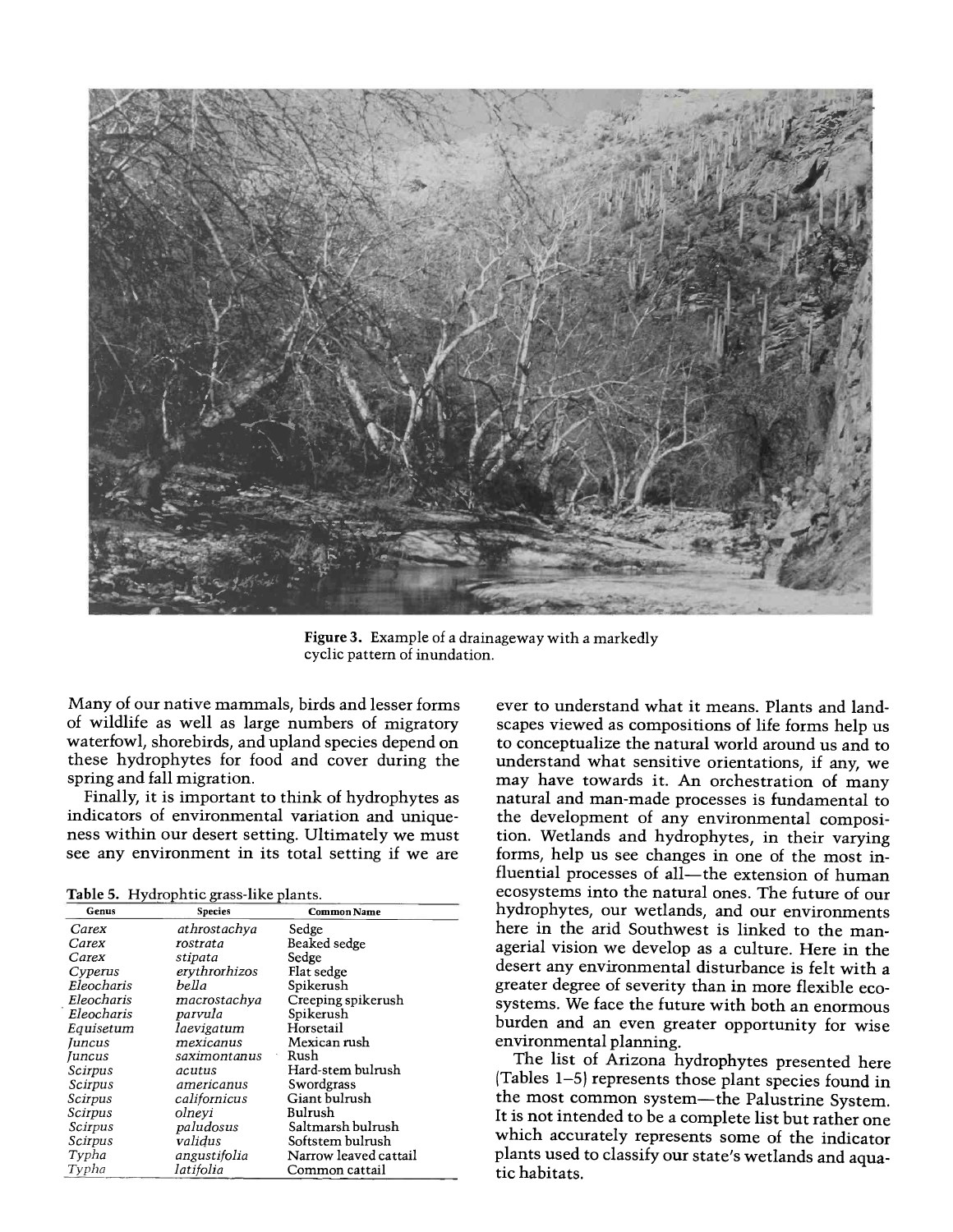Figure 3. Example of a drainageway with a markedly cyclic pattern of inundation.

Many of our native mammals, birds and lesser forms of wildlife as well as large numbers of migratory waterfowl, shorebirds, and upland species depend on these hydrophytes for food and cover during the spring and fall migration.

Finally, it is important to think of hydrophytes as indicators of environmental variation and uniqueness within our desert setting. Ultimately we must see any environment in its total setting if we are ever to understand what it means. Plants and landscapes viewed as compositions of life forms help us to conceptualize the natural world around us and to understand what sensitive orientations, if any, we may have towards it. An orchestration of many natural and man-made processes is fundamental to the development of any environmental composition. Wetlands and hydrophytes, in their varying forms, help us see changes in one of the most influential processes of all—the extension of human ecosystems into the natural ones. The future of our hydrophytes, our wetlands, and our environments here in the arid Southwest is linked to the managerial vision we develop as a culture. Here in the desert any environmental disturbance is felt with a greater degree of severity than in more flexible ecosystems. We face the future with both an enormous burden and an even greater opportunity for wise environmental planning.

The list of Arizona hydrophytes presented here (Tables 1–5) represents those plant species found in the most common system—the Palustrine System. It is not intended to be a complete list but rather one which accurately represents some of the indicator plants used to classify our state's wetlands and aquatic habitats.

**Table 5.** Hydrophtic grass-like plants.

| Genus | Species | Common Name |
|---|---|---|
| *Carex* | *athrostachya* | Sedge |
| *Carex* | *rostrata* | Beaked sedge |
| *Carex* | *stipata* | Sedge |
| *Cyperus* | *erythrorhizos* | Flat sedge |
| *Eleocharis* | *bella* | Spikerush |
| *Eleocharis* | *macrostachya* | Creeping spikerush |
| *Eleocharis* | *parvula* | Spikerush |
| *Equisetum* | *laevigatum* | Horsetail |
| *Juncus* | *mexicanus* | Mexican rush |
| *Juncus* | *saximontanus* | Rush |
| *Scirpus* | *acutus* | Hard-stem bulrush |
| *Scirpus* | *americanus* | Swordgrass |
| *Scirpus* | *californicus* | Giant bulrush |
| *Scirpus* | *olneyi* | Bulrush |
| *Scirpus* | *paludosus* | Saltmarsh bulrush |
| *Scirpus* | *validus* | Softstem bulrush |
| *Typha* | *angustifolia* | Narrow leaved cattail |
| *Typha* | *latifolia* | Common cattail |